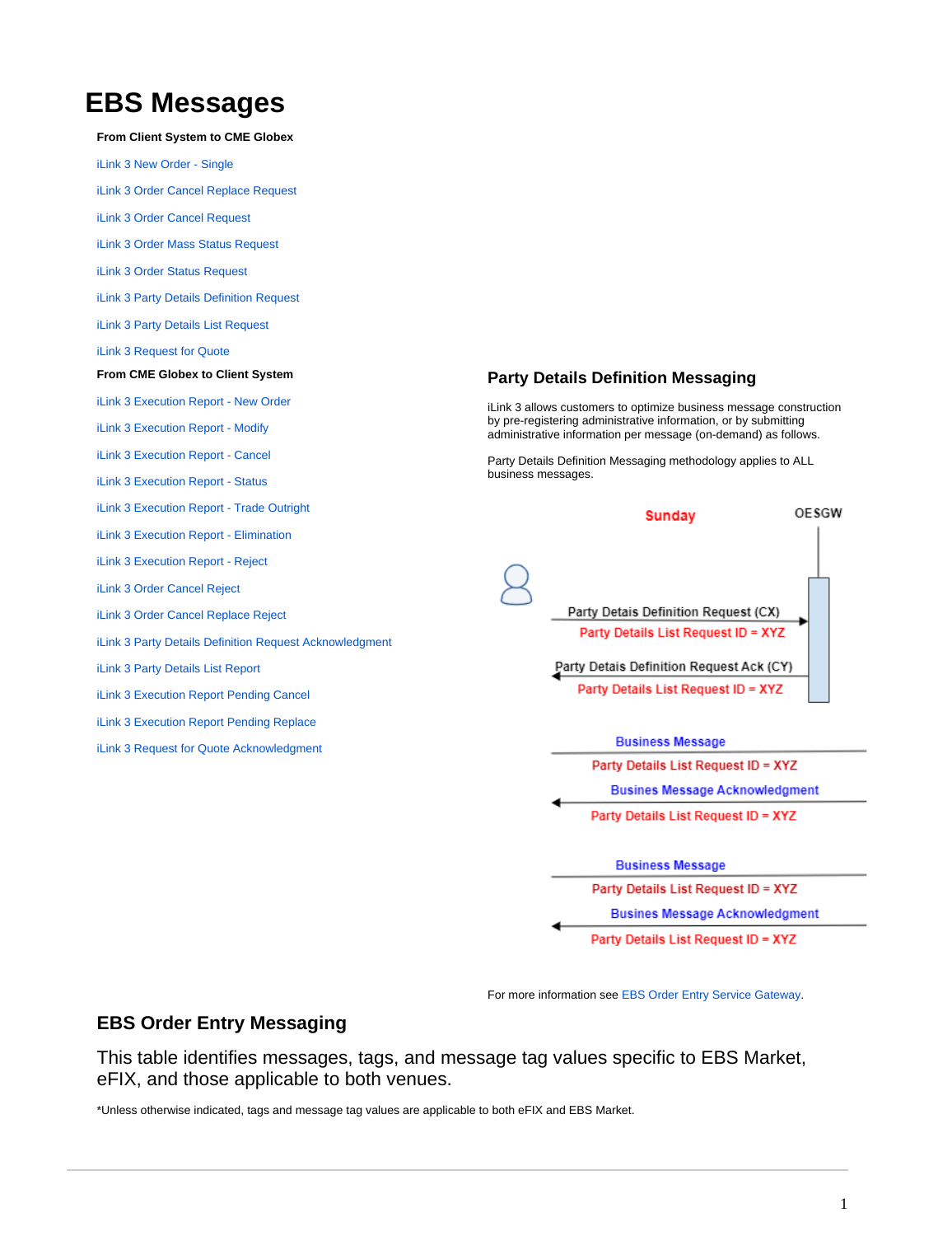# EBS Messages

**From Client System to CME Globex**

iLink 3 New Order - Single

iLink 3 Order Cancel Replace Request

iLink 3 Order Cancel Request

iLink 3 Order Mass Status Request

iLink 3 Order Status Request

iLink 3 Party Details Definition Request

iLink 3 Party Details List Request

iLink 3 Request for Quote

**From CME Globex to Client System**

iLink 3 Execution Report - New Order

iLink 3 Execution Report - Modify

iLink 3 Execution Report - Cancel

iLink 3 Execution Report - Status

iLink 3 Execution Report - Trade Outright

iLink 3 Execution Report - Elimination

iLink 3 Execution Report - Reject

iLink 3 Order Cancel Reject

iLink 3 Order Cancel Replace Reject

iLink 3 Party Details Definition Request Acknowledgment

iLink 3 Party Details List Report

iLink 3 Execution Report Pending Cancel

iLink 3 Execution Report Pending Replace

iLink 3 Request for Quote Acknowledgment

## Party Details Definition Messaging

iLink 3 allows customers to optimize business message construction by pre-registering administrative information, or by submitting administrative information per message (on-demand) as follows.

Party Details Definition Messaging methodology applies to ALL business messages.

Sunday

OESGW

Party Detais Definition Request (CX)
Party Details List Request ID = XYZ

Party Detais Definition Request Ack (CY)
Party Details List Request ID = XYZ

Business Message
Party Details List Request ID = XYZ

Busines Message Acknowledgment
Party Details List Request ID = XYZ

Business Message
Party Details List Request ID = XYZ

Busines Message Acknowledgment
Party Details List Request ID = XYZ

For more information see EBS Order Entry Service Gateway.

## EBS Order Entry Messaging

This table identifies messages, tags, and message tag values specific to EBS Market, eFIX, and those applicable to both venues.

*Unless otherwise indicated, tags and message tag values are applicable to both eFIX and EBS Market.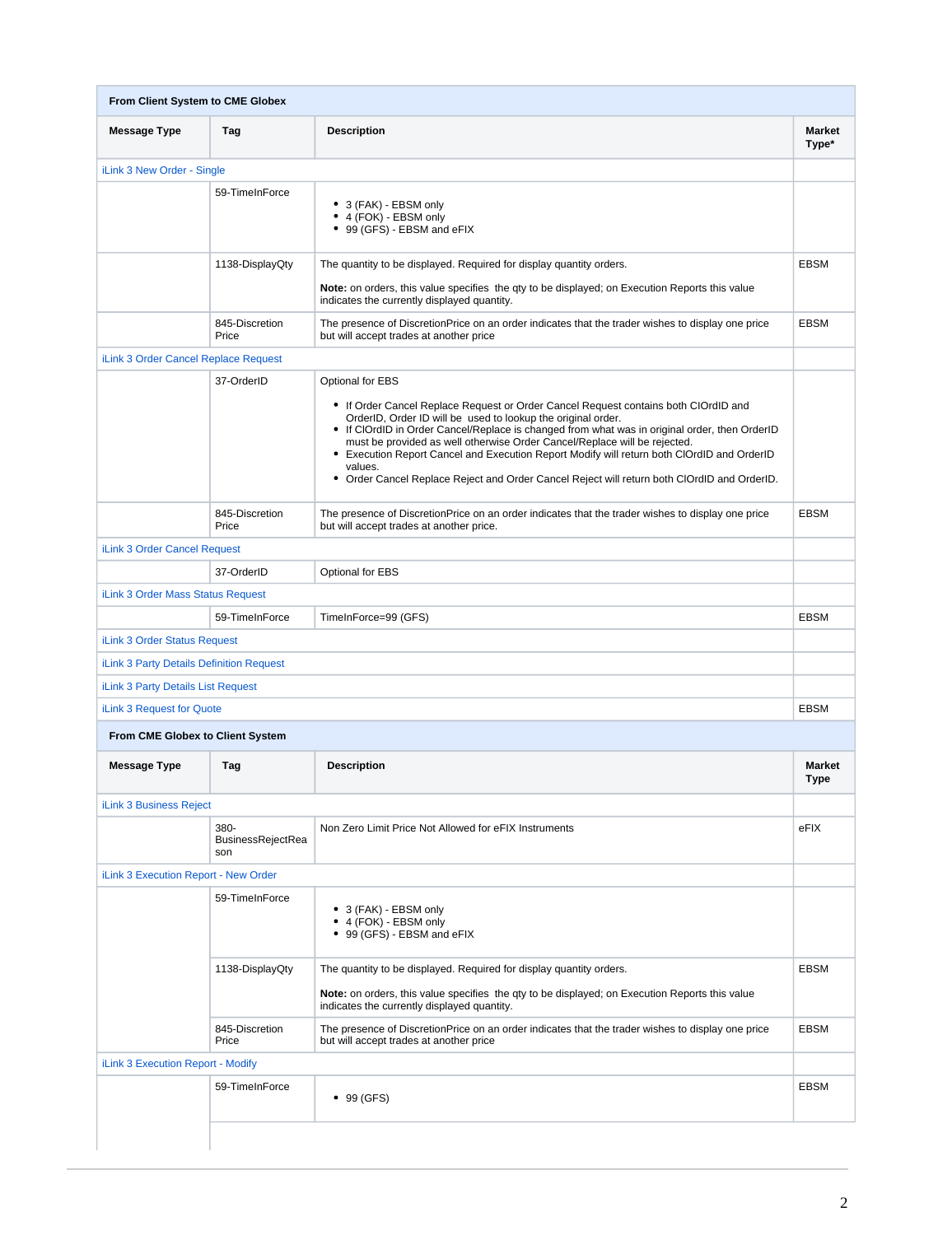| From Client System to CME Globex | | | |
|---|---|---|---|
| **Message Type** | **Tag** | **Description** | **Market Type*** |
| iLink 3 New Order - Single | | | |
| | 59-TimeInForce | • 3 (FAK) - EBSM only<br>• 4 (FOK) - EBSM only<br>• 99 (GFS) - EBSM and eFIX | |
| | 1138-DisplayQty | The quantity to be displayed. Required for display quantity orders.<br><br>**Note:** on orders, this value specifies the qty to be displayed; on Execution Reports this value indicates the currently displayed quantity. | EBSM |
| | 845-DiscretionPrice | The presence of DiscretionPrice on an order indicates that the trader wishes to display one price but will accept trades at another price | EBSM |
| iLink 3 Order Cancel Replace Request | | | |
| | 37-OrderID | Optional for EBS<br><br>• If Order Cancel Replace Request or Order Cancel Request contains both ClOrdID and OrderID, Order ID will be used to lookup the original order.<br>• If ClOrdID in Order Cancel/Replace is changed from what was in original order, then OrderID must be provided as well otherwise Order Cancel/Replace will be rejected.<br>• Execution Report Cancel and Execution Report Modify will return both ClOrdID and OrderID values.<br>• Order Cancel Replace Reject and Order Cancel Reject will return both ClOrdID and OrderID. | |
| | 845-DiscretionPrice | The presence of DiscretionPrice on an order indicates that the trader wishes to display one price but will accept trades at another price. | EBSM |
| iLink 3 Order Cancel Request | | | |
| | 37-OrderID | Optional for EBS | |
| iLink 3 Order Mass Status Request | | | |
| | 59-TimeInForce | TimeInForce=99 (GFS) | EBSM |
| iLink 3 Order Status Request | | | |
| iLink 3 Party Details Definition Request | | | |
| iLink 3 Party Details List Request | | | |
| iLink 3 Request for Quote | | | EBSM |

| From CME Globex to Client System | | | |
|---|---|---|---|
| **Message Type** | **Tag** | **Description** | **Market Type** |
| iLink 3 Business Reject | | | |
| | 380-BusinessRejectReason | Non Zero Limit Price Not Allowed for eFIX Instruments | eFIX |
| iLink 3 Execution Report - New Order | | | |
| | 59-TimeInForce | • 3 (FAK) - EBSM only<br>• 4 (FOK) - EBSM only<br>• 99 (GFS) - EBSM and eFIX | |
| | 1138-DisplayQty | The quantity to be displayed. Required for display quantity orders.<br><br>**Note:** on orders, this value specifies the qty to be displayed; on Execution Reports this value indicates the currently displayed quantity. | EBSM |
| | 845-DiscretionPrice | The presence of DiscretionPrice on an order indicates that the trader wishes to display one price but will accept trades at another price | EBSM |
| iLink 3 Execution Report - Modify | | | |
| | 59-TimeInForce | • 99 (GFS) | EBSM |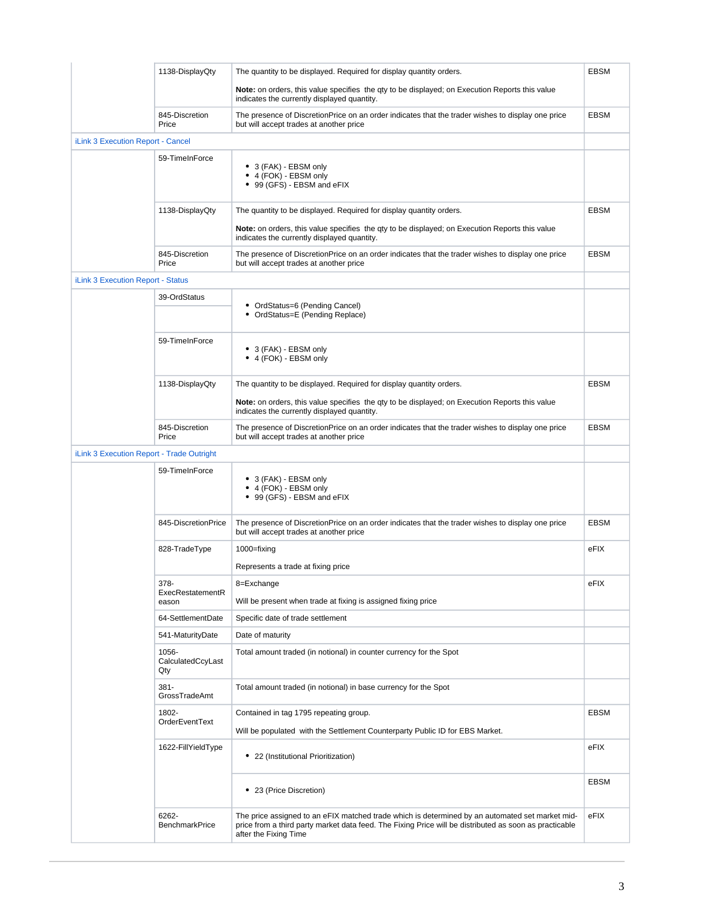| | | | |
|---|---|---|---|
| | 1138-DisplayQty | The quantity to be displayed. Required for display quantity orders.<br><br>**Note:** on orders, this value specifies the qty to be displayed; on Execution Reports this value indicates the currently displayed quantity. | EBSM |
| | 845-Discretion Price | The presence of DiscretionPrice on an order indicates that the trader wishes to display one price but will accept trades at another price | EBSM |
| iLink 3 Execution Report - Cancel | | | |
| | 59-TimeInForce | • 3 (FAK) - EBSM only<br>• 4 (FOK) - EBSM only<br>• 99 (GFS) - EBSM and eFIX | |
| | 1138-DisplayQty | The quantity to be displayed. Required for display quantity orders.<br><br>**Note:** on orders, this value specifies the qty to be displayed; on Execution Reports this value indicates the currently displayed quantity. | EBSM |
| | 845-Discretion Price | The presence of DiscretionPrice on an order indicates that the trader wishes to display one price but will accept trades at another price | EBSM |
| iLink 3 Execution Report - Status | | | |
| | 39-OrdStatus | • OrdStatus=6 (Pending Cancel)<br>• OrdStatus=E (Pending Replace) | |
| | 59-TimeInForce | • 3 (FAK) - EBSM only<br>• 4 (FOK) - EBSM only | |
| | 1138-DisplayQty | The quantity to be displayed. Required for display quantity orders.<br><br>**Note:** on orders, this value specifies the qty to be displayed; on Execution Reports this value indicates the currently displayed quantity. | EBSM |
| | 845-Discretion Price | The presence of DiscretionPrice on an order indicates that the trader wishes to display one price but will accept trades at another price | EBSM |
| iLink 3 Execution Report - Trade Outright | | | |
| | 59-TimeInForce | • 3 (FAK) - EBSM only<br>• 4 (FOK) - EBSM only<br>• 99 (GFS) - EBSM and eFIX | |
| | 845-DiscretionPrice | The presence of DiscretionPrice on an order indicates that the trader wishes to display one price but will accept trades at another price | EBSM |
| | 828-TradeType | 1000=fixing<br><br>Represents a trade at fixing price | eFIX |
| | 378-ExecRestatementReason | 8=Exchange<br><br>Will be present when trade at fixing is assigned fixing price | eFIX |
| | 64-SettlementDate | Specific date of trade settlement | |
| | 541-MaturityDate | Date of maturity | |
| | 1056-CalculatedCcyLastQty | Total amount traded (in notional) in counter currency for the Spot | |
| | 381-GrossTradeAmt | Total amount traded (in notional) in base currency for the Spot | |
| | 1802-OrderEventText | Contained in tag 1795 repeating group.<br><br>Will be populated with the Settlement Counterparty Public ID for EBS Market. | EBSM |
| | 1622-FillYieldType | • 22 (Institutional Prioritization) | eFIX |
| | | • 23 (Price Discretion) | EBSM |
| | 6262-BenchmarkPrice | The price assigned to an eFIX matched trade which is determined by an automated set market mid-price from a third party market data feed. The Fixing Price will be distributed as soon as practicable after the Fixing Time | eFIX |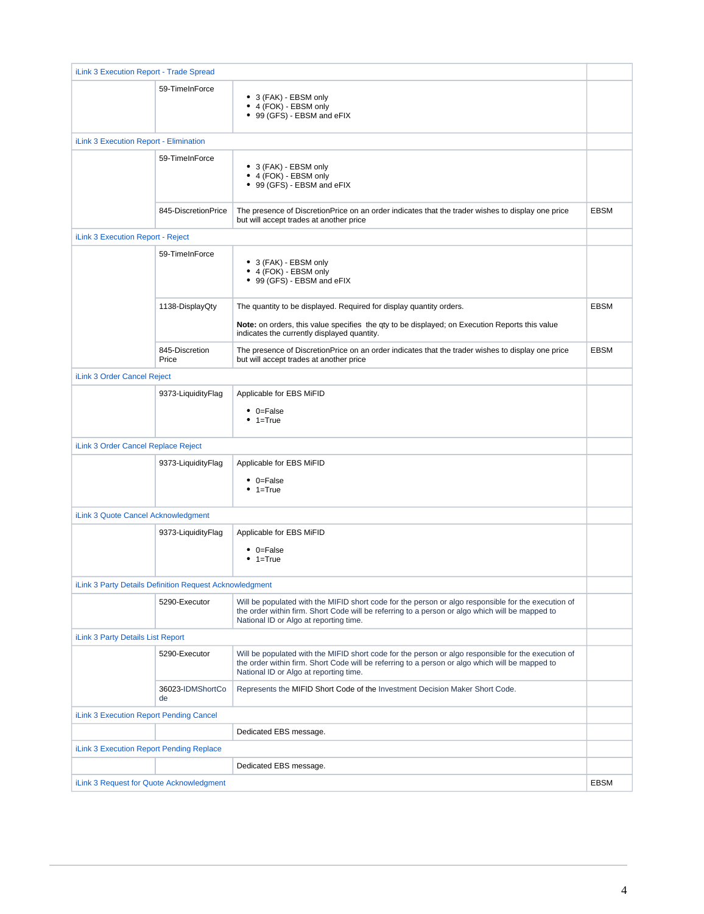| | | | |
|---|---|---|---|
| iLink 3 Execution Report - Trade Spread | | | |
| | 59-TimeInForce | • 3 (FAK) - EBSM only<br>• 4 (FOK) - EBSM only<br>• 99 (GFS) - EBSM and eFIX | |
| iLink 3 Execution Report - Elimination | | | |
| | 59-TimeInForce | • 3 (FAK) - EBSM only<br>• 4 (FOK) - EBSM only<br>• 99 (GFS) - EBSM and eFIX | |
| | 845-DiscretionPrice | The presence of DiscretionPrice on an order indicates that the trader wishes to display one price but will accept trades at another price | EBSM |
| iLink 3 Execution Report - Reject | | | |
| | 59-TimeInForce | • 3 (FAK) - EBSM only<br>• 4 (FOK) - EBSM only<br>• 99 (GFS) - EBSM and eFIX | |
| | 1138-DisplayQty | The quantity to be displayed. Required for display quantity orders.<br><br>**Note:** on orders, this value specifies the qty to be displayed; on Execution Reports this value indicates the currently displayed quantity. | EBSM |
| | 845-Discretion Price | The presence of DiscretionPrice on an order indicates that the trader wishes to display one price but will accept trades at another price | EBSM |
| iLink 3 Order Cancel Reject | | | |
| | 9373-LiquidityFlag | Applicable for EBS MiFID<br><br>• 0=False<br>• 1=True | |
| iLink 3 Order Cancel Replace Reject | | | |
| | 9373-LiquidityFlag | Applicable for EBS MiFID<br><br>• 0=False<br>• 1=True | |
| iLink 3 Quote Cancel Acknowledgment | | | |
| | 9373-LiquidityFlag | Applicable for EBS MiFID<br><br>• 0=False<br>• 1=True | |
| iLink 3 Party Details Definition Request Acknowledgment | | | |
| | 5290-Executor | Will be populated with the MIFID short code for the person or algo responsible for the execution of the order within firm. Short Code will be referring to a person or algo which will be mapped to National ID or Algo at reporting time. | |
| iLink 3 Party Details List Report | | | |
| | 5290-Executor | Will be populated with the MIFID short code for the person or algo responsible for the execution of the order within firm. Short Code will be referring to a person or algo which will be mapped to National ID or Algo at reporting time. | |
| | 36023-IDMShortCode | Represents the MIFID Short Code of the Investment Decision Maker Short Code. | |
| iLink 3 Execution Report Pending Cancel | | | |
| | | Dedicated EBS message. | |
| iLink 3 Execution Report Pending Replace | | | |
| | | Dedicated EBS message. | |
| iLink 3 Request for Quote Acknowledgment | | | EBSM |